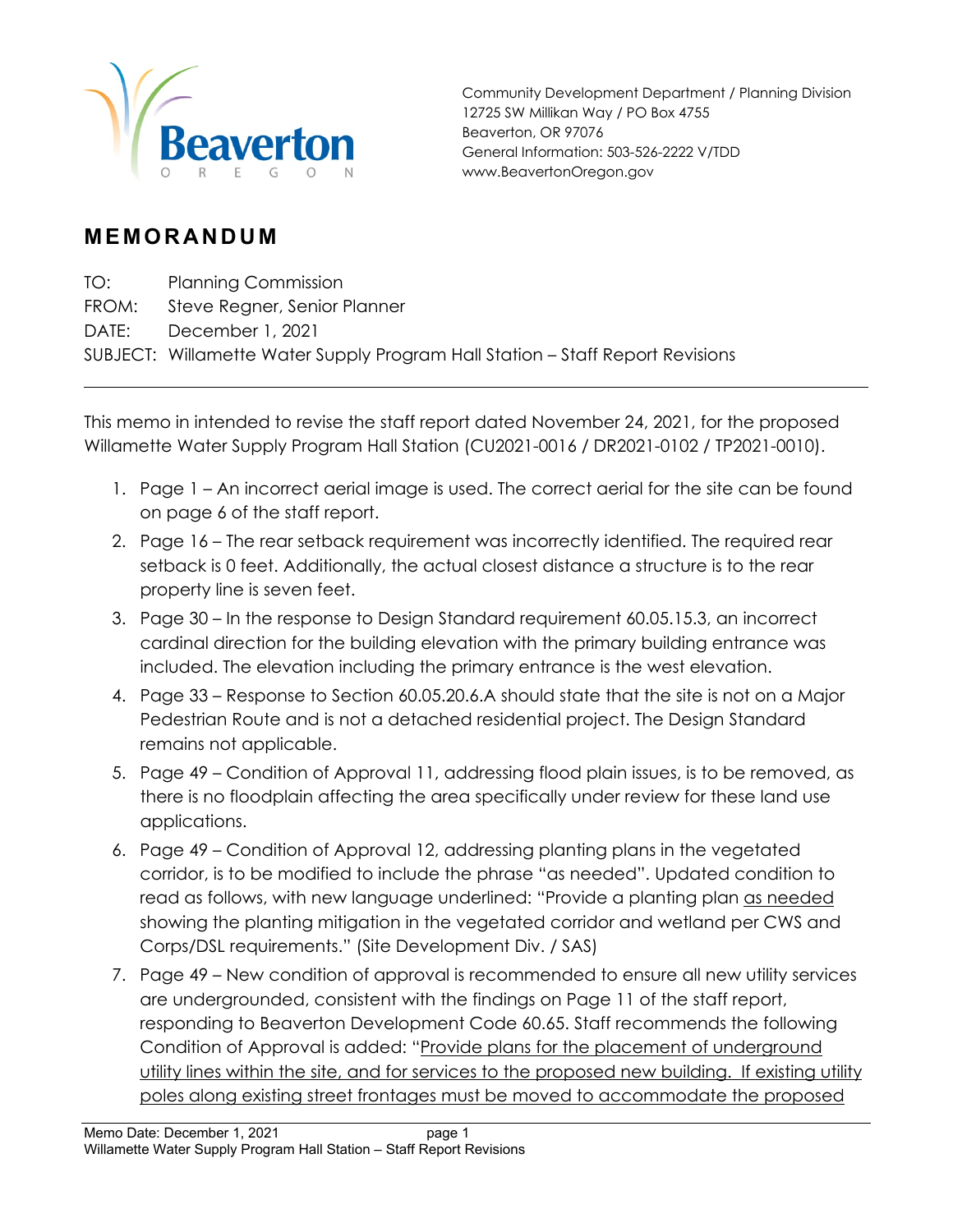Community Development Department / Planning Division
12725 SW Millikan Way / PO Box 4755
Beaverton, OR 97076
General Information: 503-526-2222 V/TDD
www.BeavertonOregon.gov

# MEMORANDUM

TO: Planning Commission
FROM: Steve Regner, Senior Planner
DATE: December 1, 2021
SUBJECT: Willamette Water Supply Program Hall Station – Staff Report Revisions

---

This memo in intended to revise the staff report dated November 24, 2021, for the proposed Willamette Water Supply Program Hall Station (CU2021-0016 / DR2021-0102 / TP2021-0010).

1. Page 1 – An incorrect aerial image is used. The correct aerial for the site can be found on page 6 of the staff report.
2. Page 16 – The rear setback requirement was incorrectly identified. The required rear setback is 0 feet. Additionally, the actual closest distance a structure is to the rear property line is seven feet.
3. Page 30 – In the response to Design Standard requirement 60.05.15.3, an incorrect cardinal direction for the building elevation with the primary building entrance was included. The elevation including the primary entrance is the west elevation.
4. Page 33 – Response to Section 60.05.20.6.A should state that the site is not on a Major Pedestrian Route and is not a detached residential project. The Design Standard remains not applicable.
5. Page 49 – Condition of Approval 11, addressing flood plain issues, is to be removed, as there is no floodplain affecting the area specifically under review for these land use applications.
6. Page 49 – Condition of Approval 12, addressing planting plans in the vegetated corridor, is to be modified to include the phrase "as needed". Updated condition to read as follows, with new language underlined: "Provide a planting plan <u>as needed</u> showing the planting mitigation in the vegetated corridor and wetland per CWS and Corps/DSL requirements." (Site Development Div. / SAS)
7. Page 49 – New condition of approval is recommended to ensure all new utility services are undergrounded, consistent with the findings on Page 11 of the staff report, responding to Beaverton Development Code 60.65. Staff recommends the following Condition of Approval is added: "<u>Provide plans for the placement of underground utility lines within the site, and for services to the proposed new building. If existing utility poles along existing street frontages must be moved to accommodate the proposed</u>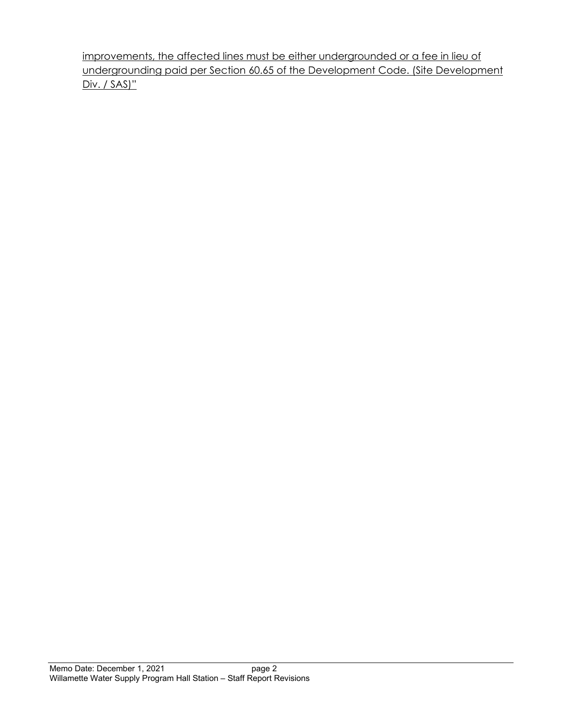<u>improvements, the affected lines must be either undergrounded or a fee in lieu of undergrounding paid per Section 60.65 of the Development Code. (Site Development Div. / SAS)"</u>